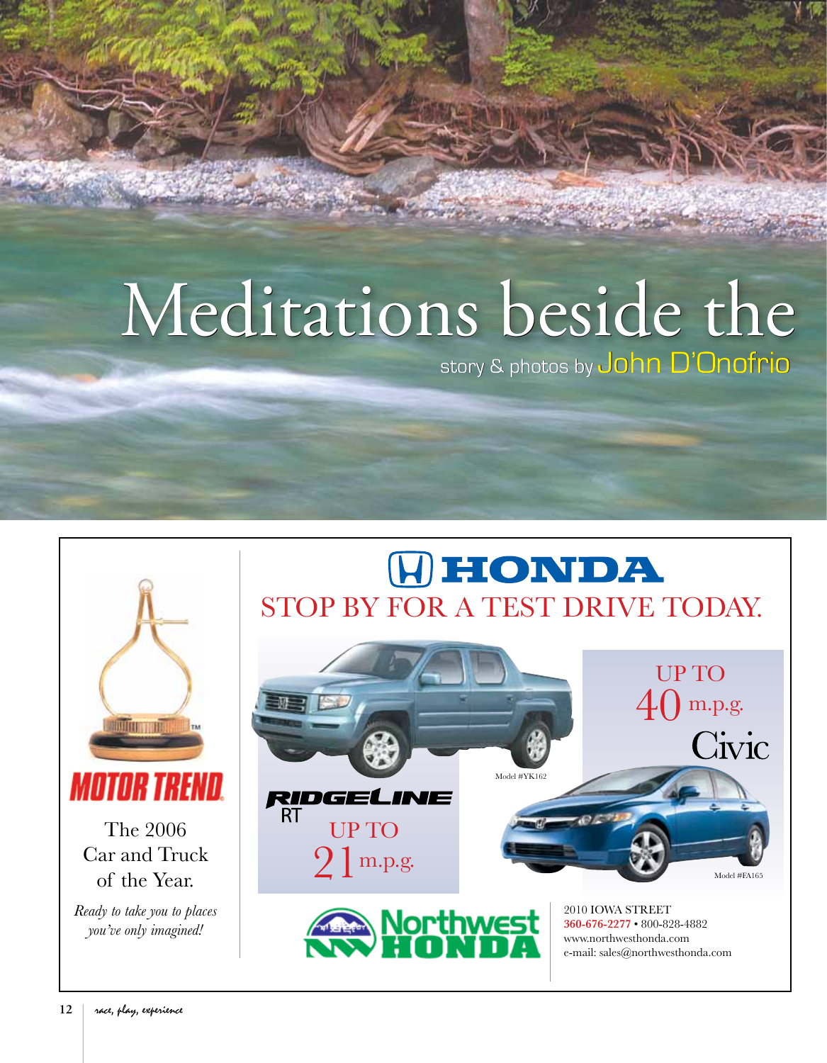# Meditations beside the

story & photos by John D'Onofrio

HONDA

STOP BY FOR A TEST DRIVE TODAY.

MOTOR TREND

The 2006 Car and Truck of the Year.

*Ready to take you to places you've only imagined!*

RIDGELINE RT

UP TO 21 m.p.g.

Model #YK162

UP TO 40 m.p.g.

Civic

Model #FA165

Northwest HONDA

2010 IOWA STREET
**360-676-2277** • 800-828-4882
www.northwesthonda.com
e-mail: sales@northwesthonda.com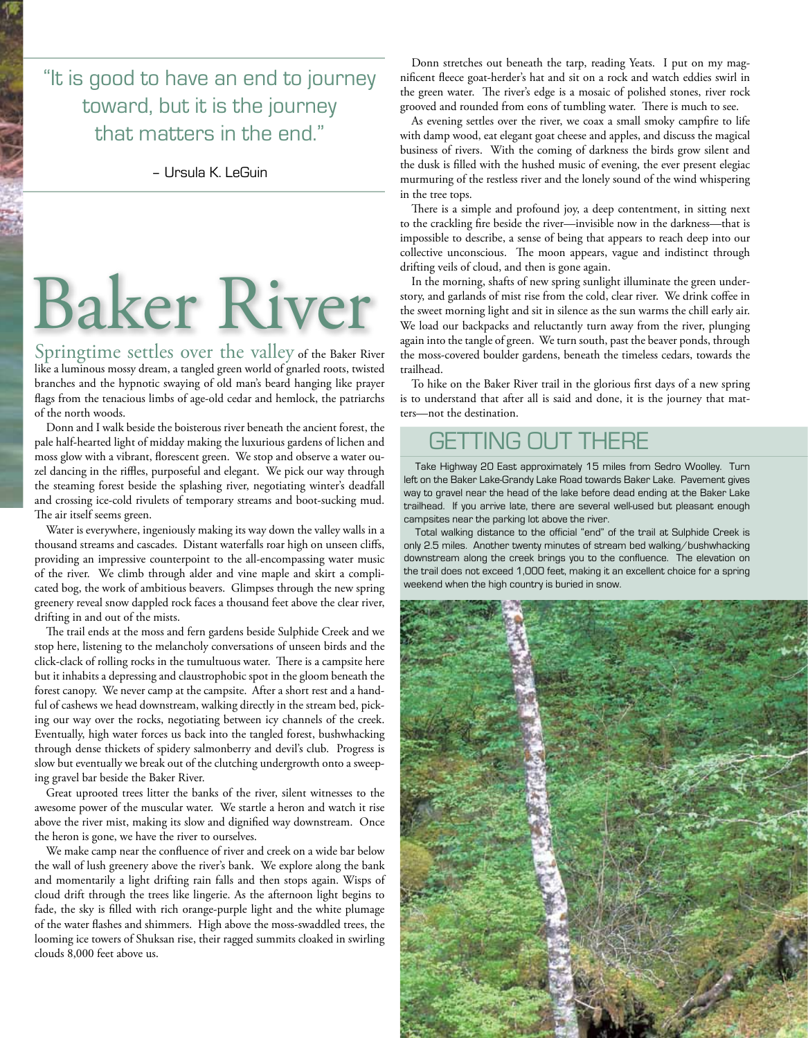> "It is good to have an end to journey toward, but it is the journey that matters in the end."
>
> – Ursula K. LeGuin

# Baker River

Springtime settles over the valley of the Baker River like a luminous mossy dream, a tangled green world of gnarled roots, twisted branches and the hypnotic swaying of old man's beard hanging like prayer flags from the tenacious limbs of age-old cedar and hemlock, the patriarchs of the north woods.

Donn and I walk beside the boisterous river beneath the ancient forest, the pale half-hearted light of midday making the luxurious gardens of lichen and moss glow with a vibrant, florescent green. We stop and observe a water ouzel dancing in the riffles, purposeful and elegant. We pick our way through the steaming forest beside the splashing river, negotiating winter's deadfall and crossing ice-cold rivulets of temporary streams and boot-sucking mud. The air itself seems green.

Water is everywhere, ingeniously making its way down the valley walls in a thousand streams and cascades. Distant waterfalls roar high on unseen cliffs, providing an impressive counterpoint to the all-encompassing water music of the river. We climb through alder and vine maple and skirt a complicated bog, the work of ambitious beavers. Glimpses through the new spring greenery reveal snow dappled rock faces a thousand feet above the clear river, drifting in and out of the mists.

The trail ends at the moss and fern gardens beside Sulphide Creek and we stop here, listening to the melancholy conversations of unseen birds and the click-clack of rolling rocks in the tumultuous water. There is a campsite here but it inhabits a depressing and claustrophobic spot in the gloom beneath the forest canopy. We never camp at the campsite. After a short rest and a handful of cashews we head downstream, walking directly in the stream bed, picking our way over the rocks, negotiating between icy channels of the creek. Eventually, high water forces us back into the tangled forest, bushwhacking through dense thickets of spidery salmonberry and devil's club. Progress is slow but eventually we break out of the clutching undergrowth onto a sweeping gravel bar beside the Baker River.

Great uprooted trees litter the banks of the river, silent witnesses to the awesome power of the muscular water. We startle a heron and watch it rise above the river mist, making its slow and dignified way downstream. Once the heron is gone, we have the river to ourselves.

We make camp near the confluence of river and creek on a wide bar below the wall of lush greenery above the river's bank. We explore along the bank and momentarily a light drifting rain falls and then stops again. Wisps of cloud drift through the trees like lingerie. As the afternoon light begins to fade, the sky is filled with rich orange-purple light and the white plumage of the water flashes and shimmers. High above the moss-swaddled trees, the looming ice towers of Shuksan rise, their ragged summits cloaked in swirling clouds 8,000 feet above us.

Donn stretches out beneath the tarp, reading Yeats. I put on my magnificent fleece goat-herder's hat and sit on a rock and watch eddies swirl in the green water. The river's edge is a mosaic of polished stones, river rock grooved and rounded from eons of tumbling water. There is much to see.

As evening settles over the river, we coax a small smoky campfire to life with damp wood, eat elegant goat cheese and apples, and discuss the magical business of rivers. With the coming of darkness the birds grow silent and the dusk is filled with the hushed music of evening, the ever present elegiac murmuring of the restless river and the lonely sound of the wind whispering in the tree tops.

There is a simple and profound joy, a deep contentment, in sitting next to the crackling fire beside the river—invisible now in the darkness—that is impossible to describe, a sense of being that appears to reach deep into our collective unconscious. The moon appears, vague and indistinct through drifting veils of cloud, and then is gone again.

In the morning, shafts of new spring sunlight illuminate the green understory, and garlands of mist rise from the cold, clear river. We drink coffee in the sweet morning light and sit in silence as the sun warms the chill early air. We load our backpacks and reluctantly turn away from the river, plunging again into the tangle of green. We turn south, past the beaver ponds, through the moss-covered boulder gardens, beneath the timeless cedars, towards the trailhead.

To hike on the Baker River trail in the glorious first days of a new spring is to understand that after all is said and done, it is the journey that matters—not the destination.

## GETTING OUT THERE

Take Highway 20 East approximately 15 miles from Sedro Woolley. Turn left on the Baker Lake-Grandy Lake Road towards Baker Lake. Pavement gives way to gravel near the head of the lake before dead ending at the Baker Lake trailhead. If you arrive late, there are several well-used but pleasant enough campsites near the parking lot above the river.

Total walking distance to the official "end" of the trail at Sulphide Creek is only 2.5 miles. Another twenty minutes of stream bed walking/bushwhacking downstream along the creek brings you to the confluence. The elevation on the trail does not exceed 1,000 feet, making it an excellent choice for a spring weekend when the high country is buried in snow.